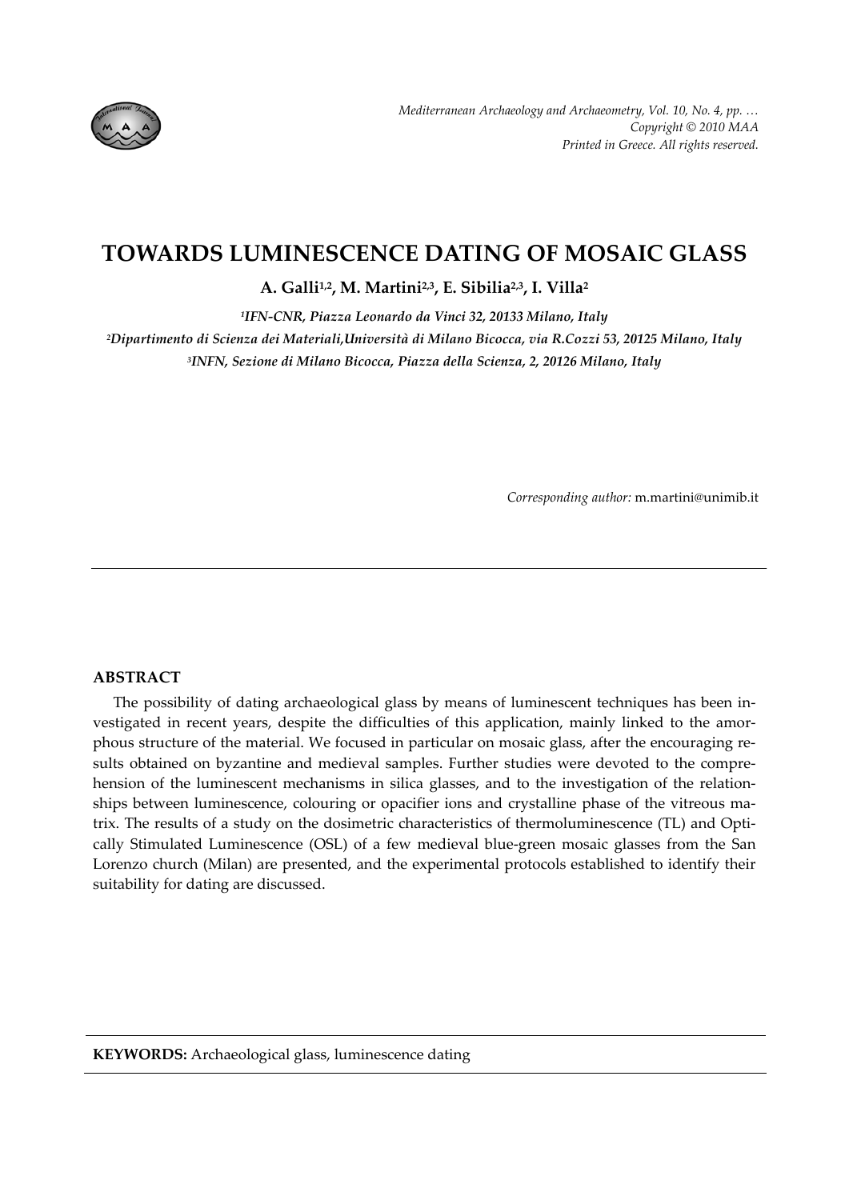# TOWARDS LUMINESCENCE DATING OF MOSAIC GLASS

**A. Galli[1,2], M. Martini[2,3], E. Sibilia[2,3], I. Villa[2]**

*[1]IFN-CNR, Piazza Leonardo da Vinci 32, 20133 Milano, Italy*
*[2]Dipartimento di Scienza dei Materiali,Università di Milano Bicocca, via R.Cozzi 53, 20125 Milano, Italy*
*[3]INFN, Sezione di Milano Bicocca, Piazza della Scienza, 2, 20126 Milano, Italy*

*Corresponding author:* m.martini@unimib.it

## ABSTRACT

The possibility of dating archaeological glass by means of luminescent techniques has been investigated in recent years, despite the difficulties of this application, mainly linked to the amorphous structure of the material. We focused in particular on mosaic glass, after the encouraging results obtained on byzantine and medieval samples. Further studies were devoted to the comprehension of the luminescent mechanisms in silica glasses, and to the investigation of the relationships between luminescence, colouring or opacifier ions and crystalline phase of the vitreous matrix. The results of a study on the dosimetric characteristics of thermoluminescence (TL) and Optically Stimulated Luminescence (OSL) of a few medieval blue-green mosaic glasses from the San Lorenzo church (Milan) are presented, and the experimental protocols established to identify their suitability for dating are discussed.

**KEYWORDS:** Archaeological glass, luminescence dating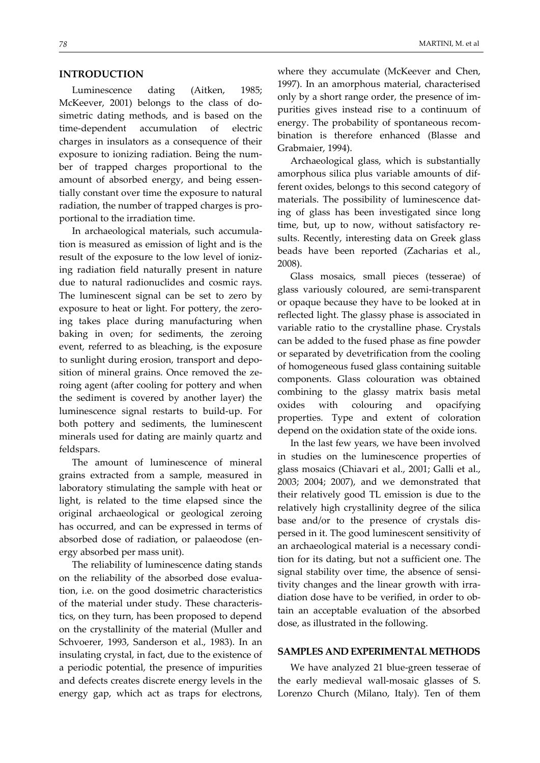## INTRODUCTION

Luminescence dating (Aitken, 1985; McKeever, 2001) belongs to the class of dosimetric dating methods, and is based on the time-dependent accumulation of electric charges in insulators as a consequence of their exposure to ionizing radiation. Being the number of trapped charges proportional to the amount of absorbed energy, and being essentially constant over time the exposure to natural radiation, the number of trapped charges is proportional to the irradiation time.

In archaeological materials, such accumulation is measured as emission of light and is the result of the exposure to the low level of ionizing radiation field naturally present in nature due to natural radionuclides and cosmic rays. The luminescent signal can be set to zero by exposure to heat or light. For pottery, the zeroing takes place during manufacturing when baking in oven; for sediments, the zeroing event, referred to as bleaching, is the exposure to sunlight during erosion, transport and deposition of mineral grains. Once removed the zeroing agent (after cooling for pottery and when the sediment is covered by another layer) the luminescence signal restarts to build-up. For both pottery and sediments, the luminescent minerals used for dating are mainly quartz and feldspars.

The amount of luminescence of mineral grains extracted from a sample, measured in laboratory stimulating the sample with heat or light, is related to the time elapsed since the original archaeological or geological zeroing has occurred, and can be expressed in terms of absorbed dose of radiation, or palaeodose (energy absorbed per mass unit).

The reliability of luminescence dating stands on the reliability of the absorbed dose evaluation, i.e. on the good dosimetric characteristics of the material under study. These characteristics, on they turn, has been proposed to depend on the crystallinity of the material (Muller and Schvoerer, 1993, Sanderson et al., 1983). In an insulating crystal, in fact, due to the existence of a periodic potential, the presence of impurities and defects creates discrete energy levels in the energy gap, which act as traps for electrons, where they accumulate (McKeever and Chen, 1997). In an amorphous material, characterised only by a short range order, the presence of impurities gives instead rise to a continuum of energy. The probability of spontaneous recombination is therefore enhanced (Blasse and Grabmaier, 1994).

Archaeological glass, which is substantially amorphous silica plus variable amounts of different oxides, belongs to this second category of materials. The possibility of luminescence dating of glass has been investigated since long time, but, up to now, without satisfactory results. Recently, interesting data on Greek glass beads have been reported (Zacharias et al., 2008).

Glass mosaics, small pieces (tesserae) of glass variously coloured, are semi-transparent or opaque because they have to be looked at in reflected light. The glassy phase is associated in variable ratio to the crystalline phase. Crystals can be added to the fused phase as fine powder or separated by devetrification from the cooling of homogeneous fused glass containing suitable components. Glass colouration was obtained combining to the glassy matrix basis metal oxides with colouring and opacifying properties. Type and extent of coloration depend on the oxidation state of the oxide ions.

In the last few years, we have been involved in studies on the luminescence properties of glass mosaics (Chiavari et al., 2001; Galli et al., 2003; 2004; 2007), and we demonstrated that their relatively good TL emission is due to the relatively high crystallinity degree of the silica base and/or to the presence of crystals dispersed in it. The good luminescent sensitivity of an archaeological material is a necessary condition for its dating, but not a sufficient one. The signal stability over time, the absence of sensitivity changes and the linear growth with irradiation dose have to be verified, in order to obtain an acceptable evaluation of the absorbed dose, as illustrated in the following.

## SAMPLES AND EXPERIMENTAL METHODS

We have analyzed 21 blue-green tesserae of the early medieval wall-mosaic glasses of S. Lorenzo Church (Milano, Italy). Ten of them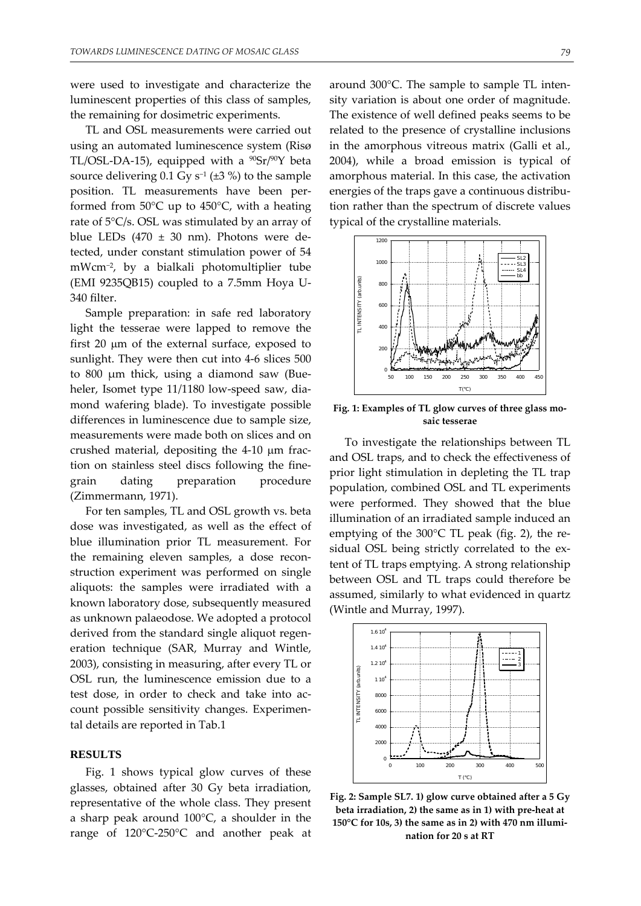were used to investigate and characterize the luminescent properties of this class of samples, the remaining for dosimetric experiments.

TL and OSL measurements were carried out using an automated luminescence system (Risø TL/OSL-DA-15), equipped with a $^{90}Sr/^{90}Y$ beta source delivering 0.1 Gy $s^{-1}$ (±3 %) to the sample position. TL measurements have been performed from 50°C up to 450°C, with a heating rate of 5°C/s. OSL was stimulated by an array of blue LEDs (470 ± 30 nm). Photons were detected, under constant stimulation power of 54 $mWcm^{-2}$, by a bialkali photomultiplier tube (EMI 9235QB15) coupled to a 7.5mm Hoya U-340 filter.

Sample preparation: in safe red laboratory light the tesserae were lapped to remove the first 20 μm of the external surface, exposed to sunlight. They were then cut into 4-6 slices 500 to 800 μm thick, using a diamond saw (Bueheler, Isomet type 11/1180 low-speed saw, diamond wafering blade). To investigate possible differences in luminescence due to sample size, measurements were made both on slices and on crushed material, depositing the 4-10 μm fraction on stainless steel discs following the fine-grain dating preparation procedure (Zimmermann, 1971).

For ten samples, TL and OSL growth vs. beta dose was investigated, as well as the effect of blue illumination prior TL measurement. For the remaining eleven samples, a dose reconstruction experiment was performed on single aliquots: the samples were irradiated with a known laboratory dose, subsequently measured as unknown palaeodose. We adopted a protocol derived from the standard single aliquot regeneration technique (SAR, Murray and Wintle, 2003), consisting in measuring, after every TL or OSL run, the luminescence emission due to a test dose, in order to check and take into account possible sensitivity changes. Experimental details are reported in Tab.1

## RESULTS

Fig. 1 shows typical glow curves of these glasses, obtained after 30 Gy beta irradiation, representative of the whole class. They present a sharp peak around 100°C, a shoulder in the range of 120°C-250°C and another peak at around 300°C. The sample to sample TL intensity variation is about one order of magnitude. The existence of well defined peaks seems to be related to the presence of crystalline inclusions in the amorphous vitreous matrix (Galli et al., 2004), while a broad emission is typical of amorphous material. In this case, the activation energies of the traps gave a continuous distribution rather than the spectrum of discrete values typical of the crystalline materials.

**Fig. 1: Examples of TL glow curves of three glass mosaic tesserae**

To investigate the relationships between TL and OSL traps, and to check the effectiveness of prior light stimulation in depleting the TL trap population, combined OSL and TL experiments were performed. They showed that the blue illumination of an irradiated sample induced an emptying of the 300°C TL peak (fig. 2), the residual OSL being strictly correlated to the extent of TL traps emptying. A strong relationship between OSL and TL traps could therefore be assumed, similarly to what evidenced in quartz (Wintle and Murray, 1997).

**Fig. 2: Sample SL7. 1) glow curve obtained after a 5 Gy beta irradiation, 2) the same as in 1) with pre-heat at 150°C for 10s, 3) the same as in 2) with 470 nm illumination for 20 s at RT**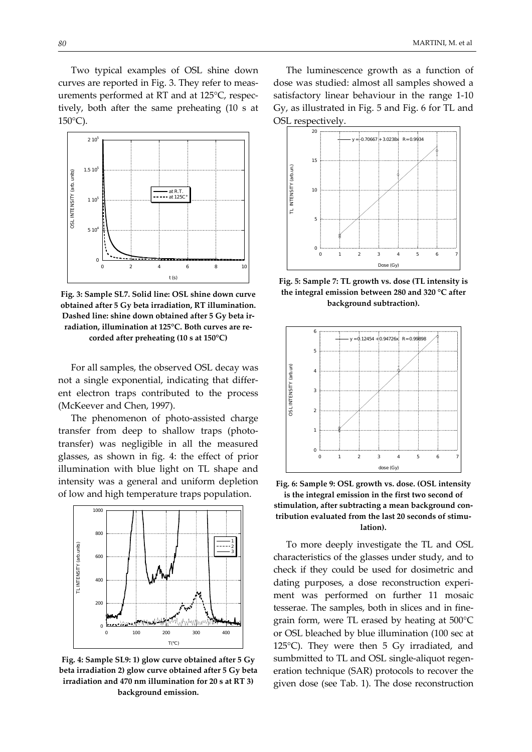Two typical examples of OSL shine down curves are reported in Fig. 3. They refer to measurements performed at RT and at 125°C, respectively, both after the same preheating (10 s at 150°C).

**Fig. 3: Sample SL7. Solid line: OSL shine down curve obtained after 5 Gy beta irradiation, RT illumination. Dashed line: shine down obtained after 5 Gy beta irradiation, illumination at 125°C. Both curves are recorded after preheating (10 s at 150°C)**

For all samples, the observed OSL decay was not a single exponential, indicating that different electron traps contributed to the process (McKeever and Chen, 1997).

The phenomenon of photo-assisted charge transfer from deep to shallow traps (phototransfer) was negligible in all the measured glasses, as shown in fig. 4: the effect of prior illumination with blue light on TL shape and intensity was a general and uniform depletion of low and high temperature traps population.

**Fig. 4: Sample SL9: 1) glow curve obtained after 5 Gy beta irradiation 2) glow curve obtained after 5 Gy beta irradiation and 470 nm illumination for 20 s at RT 3) background emission.**

The luminescence growth as a function of dose was studied: almost all samples showed a satisfactory linear behaviour in the range 1-10 Gy, as illustrated in Fig. 5 and Fig. 6 for TL and OSL respectively.

**Fig. 5: Sample 7: TL growth vs. dose (TL intensity is the integral emission between 280 and 320 °C after background subtraction).**

**Fig. 6: Sample 9: OSL growth vs. dose. (OSL intensity is the integral emission in the first two second of stimulation, after subtracting a mean background contribution evaluated from the last 20 seconds of stimulation).**

To more deeply investigate the TL and OSL characteristics of the glasses under study, and to check if they could be used for dosimetric and dating purposes, a dose reconstruction experiment was performed on further 11 mosaic tesserae. The samples, both in slices and in fine-grain form, were TL erased by heating at 500°C or OSL bleached by blue illumination (100 sec at 125°C). They were then 5 Gy irradiated, and sumbmitted to TL and OSL single-aliquot regeneration technique (SAR) protocols to recover the given dose (see Tab. 1). The dose reconstruction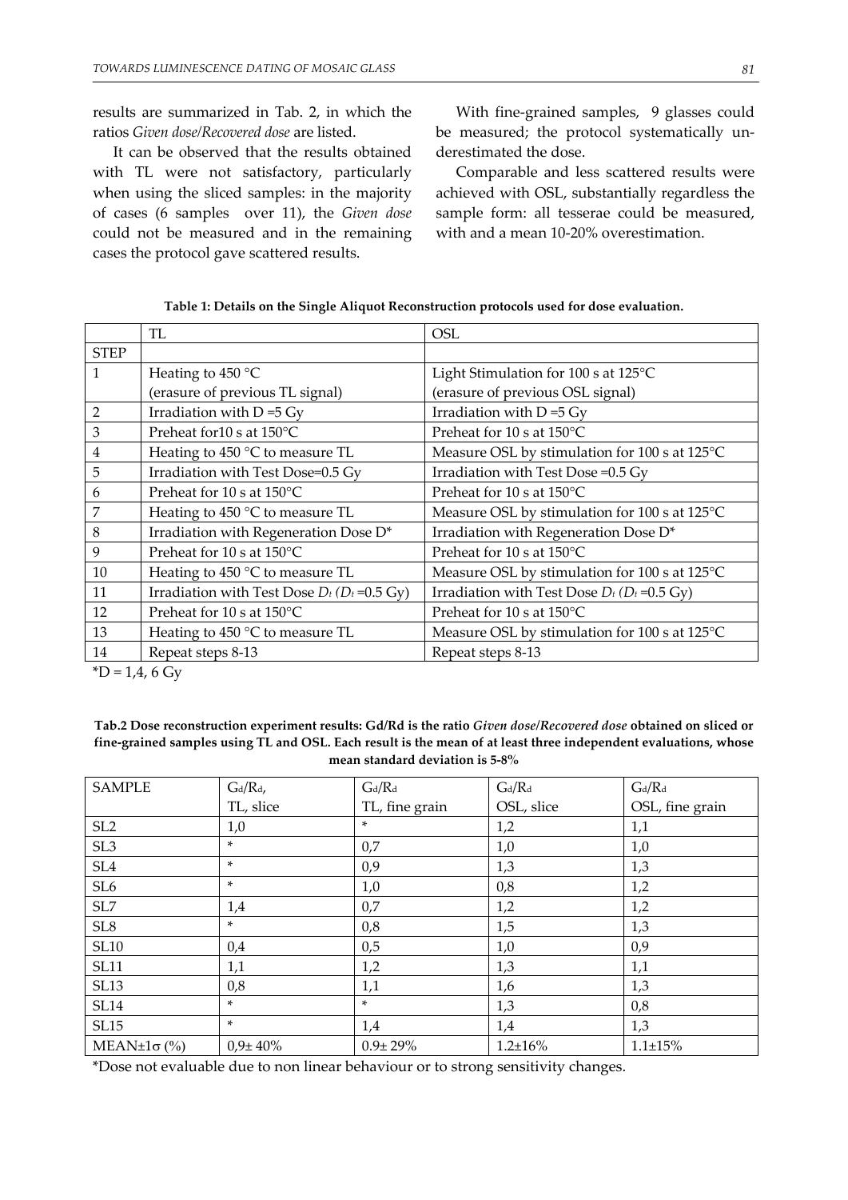results are summarized in Tab. 2, in which the ratios *Given dose/Recovered dose* are listed.

It can be observed that the results obtained with TL were not satisfactory, particularly when using the sliced samples: in the majority of cases (6 samples over 11), the *Given dose* could not be measured and in the remaining cases the protocol gave scattered results.

With fine-grained samples, 9 glasses could be measured; the protocol systematically underestimated the dose.

Comparable and less scattered results were achieved with OSL, substantially regardless the sample form: all tesserae could be measured, with and a mean 10-20% overestimation.

**Table 1: Details on the Single Aliquot Reconstruction protocols used for dose evaluation.**

| | TL | OSL |
|---|---|---|
| STEP | | |
| 1 | Heating to 450 °C (erasure of previous TL signal) | Light Stimulation for 100 s at 125°C (erasure of previous OSL signal) |
| 2 | Irradiation with D =5 Gy | Irradiation with D =5 Gy |
| 3 | Preheat for10 s at 150°C | Preheat for 10 s at 150°C |
| 4 | Heating to 450 °C to measure TL | Measure OSL by stimulation for 100 s at 125°C |
| 5 | Irradiation with Test Dose=0.5 Gy | Irradiation with Test Dose =0.5 Gy |
| 6 | Preheat for 10 s at 150°C | Preheat for 10 s at 150°C |
| 7 | Heating to 450 °C to measure TL | Measure OSL by stimulation for 100 s at 125°C |
| 8 | Irradiation with Regeneration Dose D* | Irradiation with Regeneration Dose D* |
| 9 | Preheat for 10 s at 150°C | Preheat for 10 s at 150°C |
| 10 | Heating to 450 °C to measure TL | Measure OSL by stimulation for 100 s at 125°C |
| 11 | Irradiation with Test Dose $D_t$ ($D_t$ =0.5 Gy) | Irradiation with Test Dose $D_t$ ($D_t$ =0.5 Gy) |
| 12 | Preheat for 10 s at 150°C | Preheat for 10 s at 150°C |
| 13 | Heating to 450 °C to measure TL | Measure OSL by stimulation for 100 s at 125°C |
| 14 | Repeat steps 8-13 | Repeat steps 8-13 |

*D = 1,4, 6 Gy

**Tab.2 Dose reconstruction experiment results: Gd/Rd is the ratio *Given dose/Recovered dose* obtained on sliced or fine-grained samples using TL and OSL. Each result is the mean of at least three independent evaluations, whose mean standard deviation is 5-8%**

| SAMPLE | $G_d/R_d$, TL, slice | $G_d/R_d$ TL, fine grain | $G_d/R_d$ OSL, slice | $G_d/R_d$ OSL, fine grain |
|---|---|---|---|---|
| SL2 | 1,0 | * | 1,2 | 1,1 |
| SL3 | * | 0,7 | 1,0 | 1,0 |
| SL4 | * | 0,9 | 1,3 | 1,3 |
| SL6 | * | 1,0 | 0,8 | 1,2 |
| SL7 | 1,4 | 0,7 | 1,2 | 1,2 |
| SL8 | * | 0,8 | 1,5 | 1,3 |
| SL10 | 0,4 | 0,5 | 1,0 | 0,9 |
| SL11 | 1,1 | 1,2 | 1,3 | 1,1 |
| SL13 | 0,8 | 1,1 | 1,6 | 1,3 |
| SL14 | * | * | 1,3 | 0,8 |
| SL15 | * | 1,4 | 1,4 | 1,3 |
| MEAN$\pm 1\sigma$ (%) | 0,9± 40% | 0.9± 29% | 1.2±16% | 1.1±15% |

*Dose not evaluable due to non linear behaviour or to strong sensitivity changes.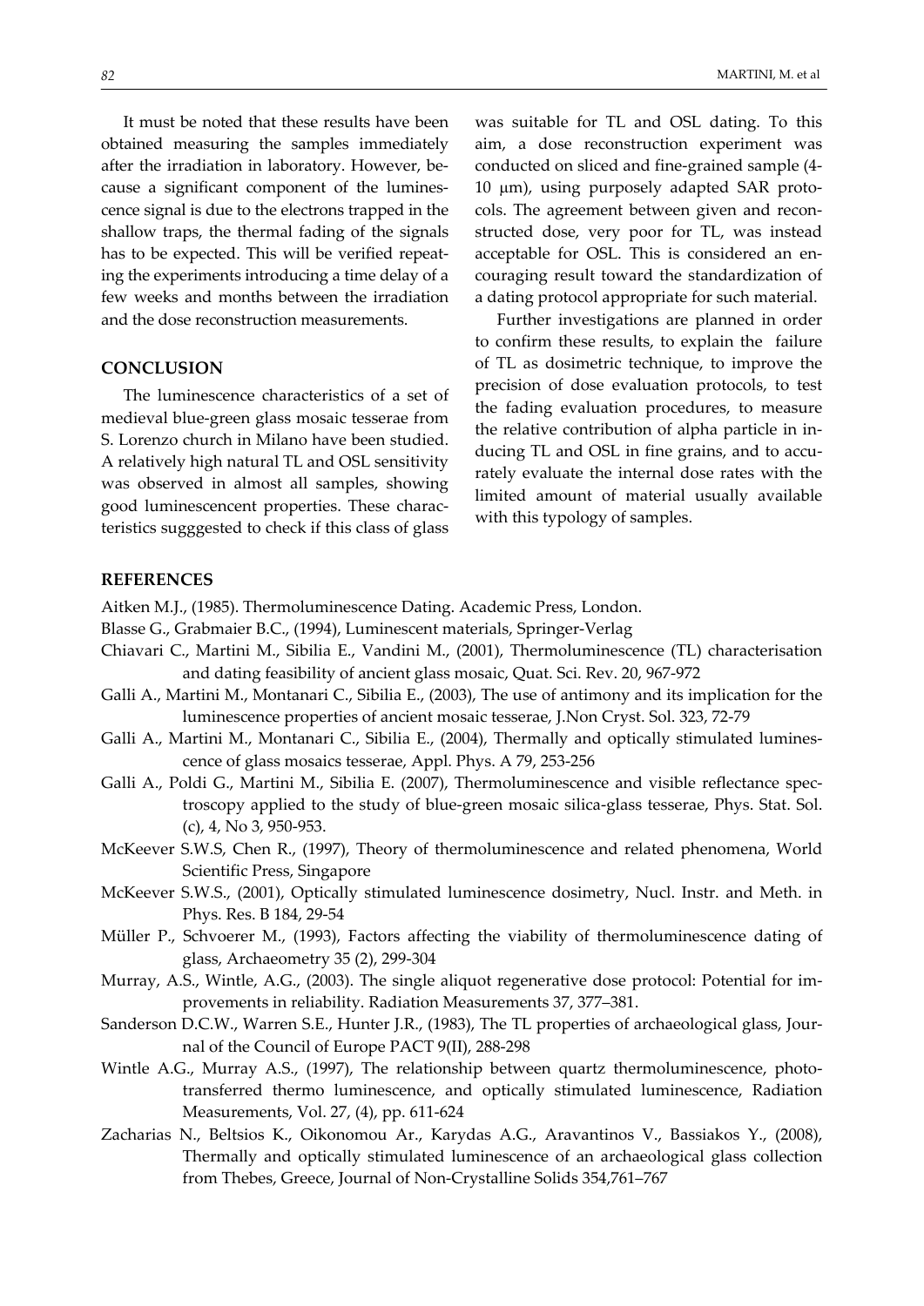It must be noted that these results have been obtained measuring the samples immediately after the irradiation in laboratory. However, because a significant component of the luminescence signal is due to the electrons trapped in the shallow traps, the thermal fading of the signals has to be expected. This will be verified repeating the experiments introducing a time delay of a few weeks and months between the irradiation and the dose reconstruction measurements.

## CONCLUSION

The luminescence characteristics of a set of medieval blue-green glass mosaic tesserae from S. Lorenzo church in Milano have been studied. A relatively high natural TL and OSL sensitivity was observed in almost all samples, showing good luminescencent properties. These characteristics sugggested to check if this class of glass was suitable for TL and OSL dating. To this aim, a dose reconstruction experiment was conducted on sliced and fine-grained sample (4-10 μm), using purposely adapted SAR protocols. The agreement between given and reconstructed dose, very poor for TL, was instead acceptable for OSL. This is considered an encouraging result toward the standardization of a dating protocol appropriate for such material.

Further investigations are planned in order to confirm these results, to explain the failure of TL as dosimetric technique, to improve the precision of dose evaluation protocols, to test the fading evaluation procedures, to measure the relative contribution of alpha particle in inducing TL and OSL in fine grains, and to accurately evaluate the internal dose rates with the limited amount of material usually available with this typology of samples.

## REFERENCES

Aitken M.J., (1985). Thermoluminescence Dating. Academic Press, London.

Blasse G., Grabmaier B.C., (1994), Luminescent materials, Springer-Verlag

Chiavari C., Martini M., Sibilia E., Vandini M., (2001), Thermoluminescence (TL) characterisation and dating feasibility of ancient glass mosaic, Quat. Sci. Rev. 20, 967-972

Galli A., Martini M., Montanari C., Sibilia E., (2003), The use of antimony and its implication for the luminescence properties of ancient mosaic tesserae, J.Non Cryst. Sol. 323, 72-79

Galli A., Martini M., Montanari C., Sibilia E., (2004), Thermally and optically stimulated luminescence of glass mosaics tesserae, Appl. Phys. A 79, 253-256

Galli A., Poldi G., Martini M., Sibilia E. (2007), Thermoluminescence and visible reflectance spectroscopy applied to the study of blue-green mosaic silica-glass tesserae, Phys. Stat. Sol. (c), 4, No 3, 950-953.

McKeever S.W.S, Chen R., (1997), Theory of thermoluminescence and related phenomena, World Scientific Press, Singapore

McKeever S.W.S., (2001), Optically stimulated luminescence dosimetry, Nucl. Instr. and Meth. in Phys. Res. B 184, 29-54

Müller P., Schvoerer M., (1993), Factors affecting the viability of thermoluminescence dating of glass, Archaeometry 35 (2), 299-304

Murray, A.S., Wintle, A.G., (2003). The single aliquot regenerative dose protocol: Potential for improvements in reliability. Radiation Measurements 37, 377–381.

Sanderson D.C.W., Warren S.E., Hunter J.R., (1983), The TL properties of archaeological glass, Journal of the Council of Europe PACT 9(II), 288-298

Wintle A.G., Murray A.S., (1997), The relationship between quartz thermoluminescence, phototransferred thermo luminescence, and optically stimulated luminescence, Radiation Measurements, Vol. 27, (4), pp. 611-624

Zacharias N., Beltsios K., Oikonomou Ar., Karydas A.G., Aravantinos V., Bassiakos Y., (2008), Thermally and optically stimulated luminescence of an archaeological glass collection from Thebes, Greece, Journal of Non-Crystalline Solids 354,761–767